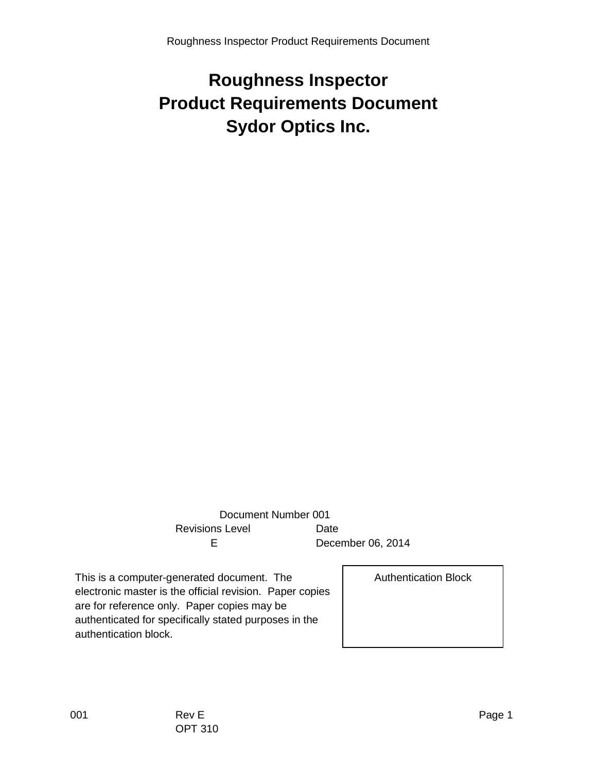# Roughness Inspector
# Product Requirements Document
# Sydor Optics Inc.

Document Number 001

| Revisions Level | Date |
| --- | --- |
| E | December 06, 2014 |

This is a computer-generated document. The electronic master is the official revision. Paper copies are for reference only. Paper copies may be authenticated for specifically stated purposes in the authentication block.

| Authentication Block |
| --- |
| |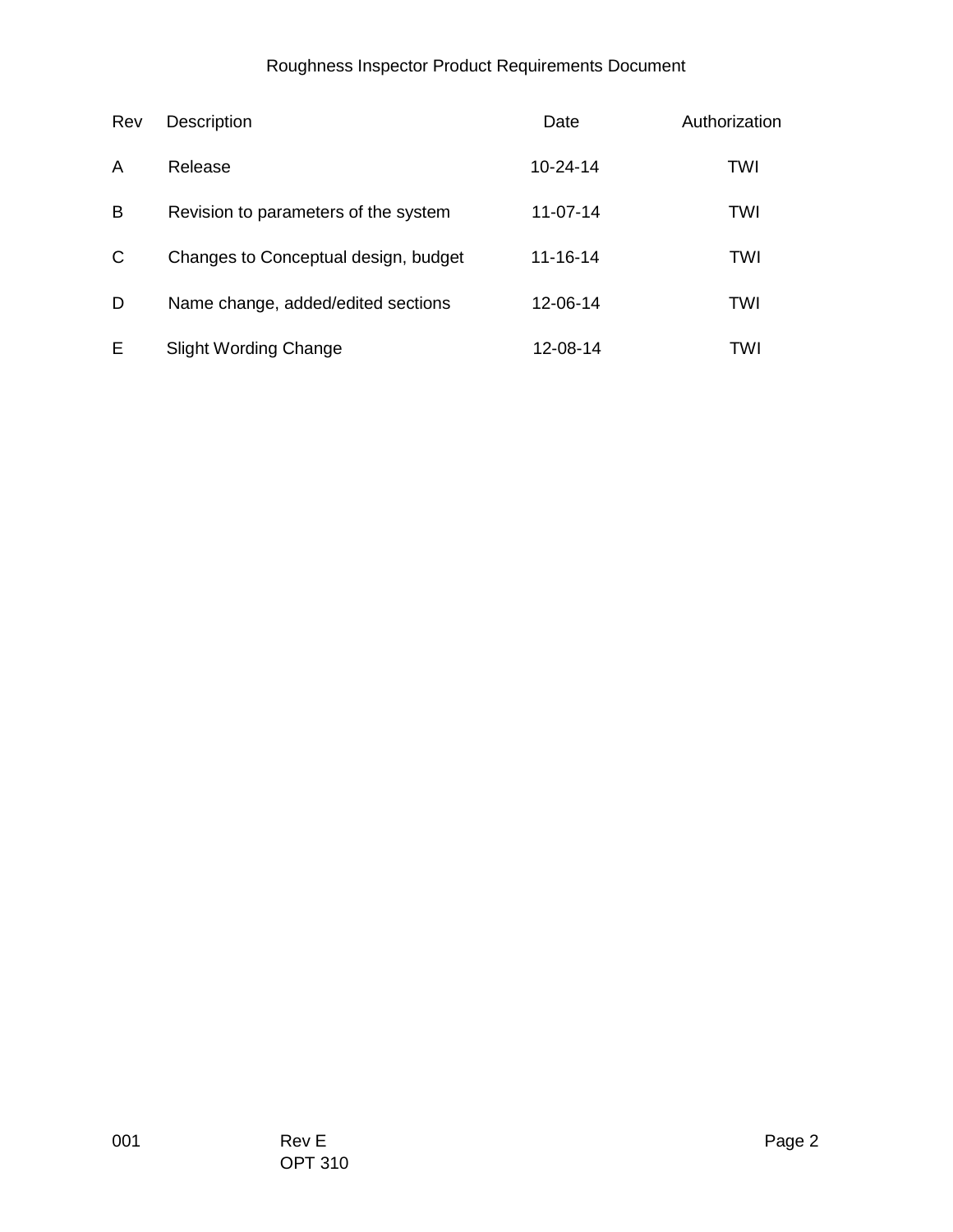| Rev | Description | Date | Authorization |
| --- | --- | --- | --- |
| A | Release | 10-24-14 | TWI |
| B | Revision to parameters of the system | 11-07-14 | TWI |
| C | Changes to Conceptual design, budget | 11-16-14 | TWI |
| D | Name change, added/edited sections | 12-06-14 | TWI |
| E | Slight Wording Change | 12-08-14 | TWI |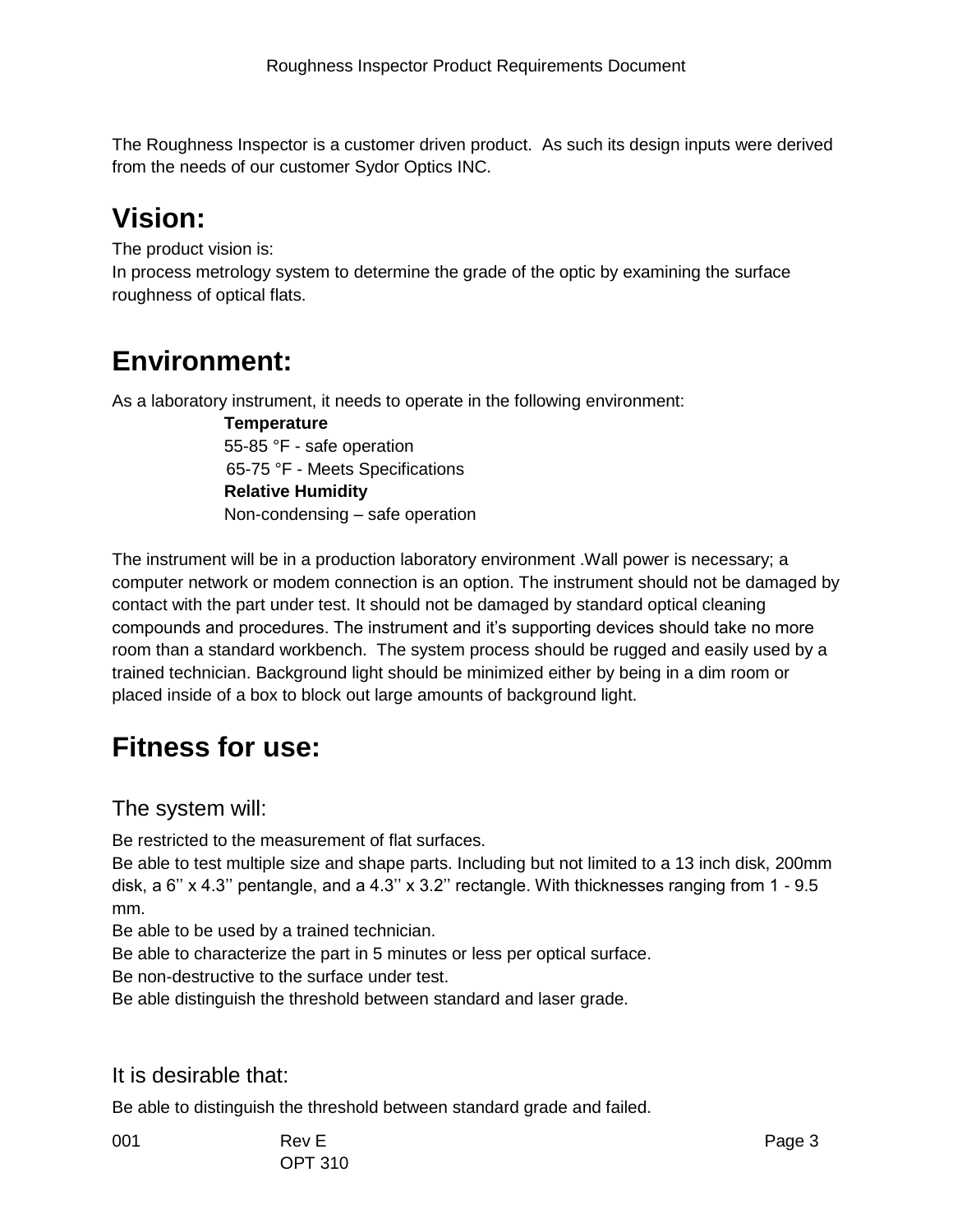The Roughness Inspector is a customer driven product. As such its design inputs were derived from the needs of our customer Sydor Optics INC.

# Vision:

The product vision is:
In process metrology system to determine the grade of the optic by examining the surface roughness of optical flats.

# Environment:

As a laboratory instrument, it needs to operate in the following environment:

**Temperature**
55-85 °F - safe operation
65-75 °F - Meets Specifications
**Relative Humidity**
Non-condensing – safe operation

The instrument will be in a production laboratory environment .Wall power is necessary; a computer network or modem connection is an option. The instrument should not be damaged by contact with the part under test. It should not be damaged by standard optical cleaning compounds and procedures. The instrument and it's supporting devices should take no more room than a standard workbench. The system process should be rugged and easily used by a trained technician. Background light should be minimized either by being in a dim room or placed inside of a box to block out large amounts of background light.

# Fitness for use:

## The system will:

Be restricted to the measurement of flat surfaces.
Be able to test multiple size and shape parts. Including but not limited to a 13 inch disk, 200mm disk, a 6'' x 4.3'' pentangle, and a 4.3'' x 3.2'' rectangle. With thicknesses ranging from 1 - 9.5 mm.
Be able to be used by a trained technician.
Be able to characterize the part in 5 minutes or less per optical surface.
Be non-destructive to the surface under test.
Be able distinguish the threshold between standard and laser grade.

## It is desirable that:

Be able to distinguish the threshold between standard grade and failed.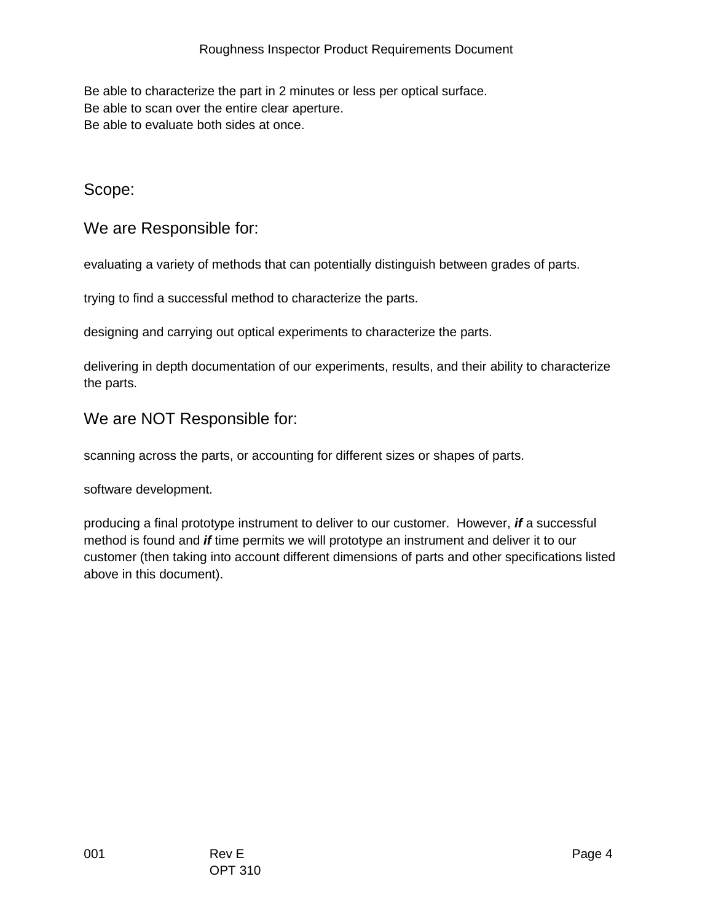Be able to characterize the part in 2 minutes or less per optical surface.
Be able to scan over the entire clear aperture.
Be able to evaluate both sides at once.

## Scope:

## We are Responsible for:

evaluating a variety of methods that can potentially distinguish between grades of parts.

trying to find a successful method to characterize the parts.

designing and carrying out optical experiments to characterize the parts.

delivering in depth documentation of our experiments, results, and their ability to characterize the parts.

## We are NOT Responsible for:

scanning across the parts, or accounting for different sizes or shapes of parts.

software development.

producing a final prototype instrument to deliver to our customer. However, ***if*** a successful method is found and ***if*** time permits we will prototype an instrument and deliver it to our customer (then taking into account different dimensions of parts and other specifications listed above in this document).